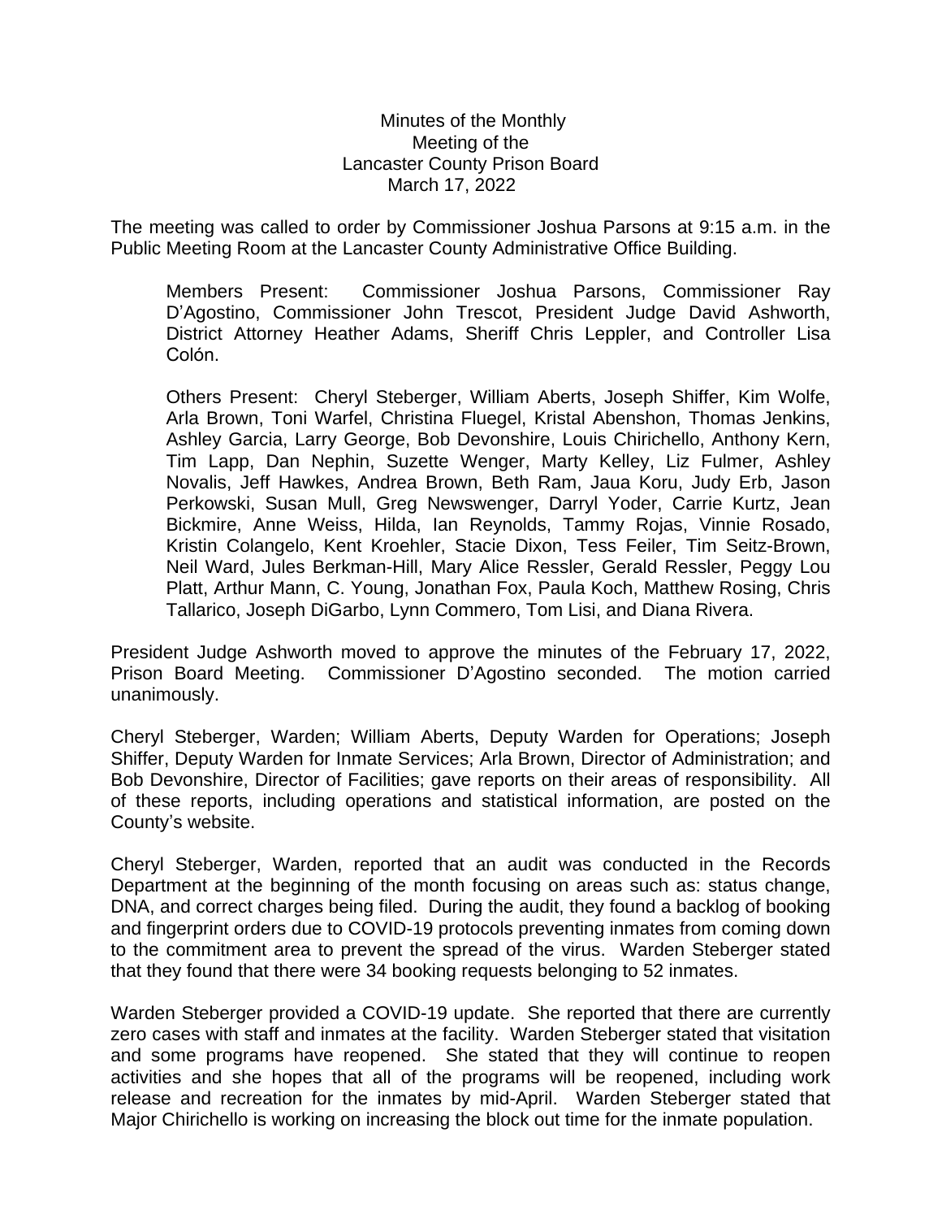Minutes of the Monthly
Meeting of the
Lancaster County Prison Board
March 17, 2022

The meeting was called to order by Commissioner Joshua Parsons at 9:15 a.m. in the Public Meeting Room at the Lancaster County Administrative Office Building.

> Members Present: Commissioner Joshua Parsons, Commissioner Ray D'Agostino, Commissioner John Trescot, President Judge David Ashworth, District Attorney Heather Adams, Sheriff Chris Leppler, and Controller Lisa Colón.
>
> Others Present: Cheryl Steberger, William Aberts, Joseph Shiffer, Kim Wolfe, Arla Brown, Toni Warfel, Christina Fluegel, Kristal Abenshon, Thomas Jenkins, Ashley Garcia, Larry George, Bob Devonshire, Louis Chirichello, Anthony Kern, Tim Lapp, Dan Nephin, Suzette Wenger, Marty Kelley, Liz Fulmer, Ashley Novalis, Jeff Hawkes, Andrea Brown, Beth Ram, Jaua Koru, Judy Erb, Jason Perkowski, Susan Mull, Greg Newswenger, Darryl Yoder, Carrie Kurtz, Jean Bickmire, Anne Weiss, Hilda, Ian Reynolds, Tammy Rojas, Vinnie Rosado, Kristin Colangelo, Kent Kroehler, Stacie Dixon, Tess Feiler, Tim Seitz-Brown, Neil Ward, Jules Berkman-Hill, Mary Alice Ressler, Gerald Ressler, Peggy Lou Platt, Arthur Mann, C. Young, Jonathan Fox, Paula Koch, Matthew Rosing, Chris Tallarico, Joseph DiGarbo, Lynn Commero, Tom Lisi, and Diana Rivera.

President Judge Ashworth moved to approve the minutes of the February 17, 2022, Prison Board Meeting. Commissioner D'Agostino seconded. The motion carried unanimously.

Cheryl Steberger, Warden; William Aberts, Deputy Warden for Operations; Joseph Shiffer, Deputy Warden for Inmate Services; Arla Brown, Director of Administration; and Bob Devonshire, Director of Facilities; gave reports on their areas of responsibility. All of these reports, including operations and statistical information, are posted on the County's website.

Cheryl Steberger, Warden, reported that an audit was conducted in the Records Department at the beginning of the month focusing on areas such as: status change, DNA, and correct charges being filed. During the audit, they found a backlog of booking and fingerprint orders due to COVID-19 protocols preventing inmates from coming down to the commitment area to prevent the spread of the virus. Warden Steberger stated that they found that there were 34 booking requests belonging to 52 inmates.

Warden Steberger provided a COVID-19 update. She reported that there are currently zero cases with staff and inmates at the facility. Warden Steberger stated that visitation and some programs have reopened. She stated that they will continue to reopen activities and she hopes that all of the programs will be reopened, including work release and recreation for the inmates by mid-April. Warden Steberger stated that Major Chirichello is working on increasing the block out time for the inmate population.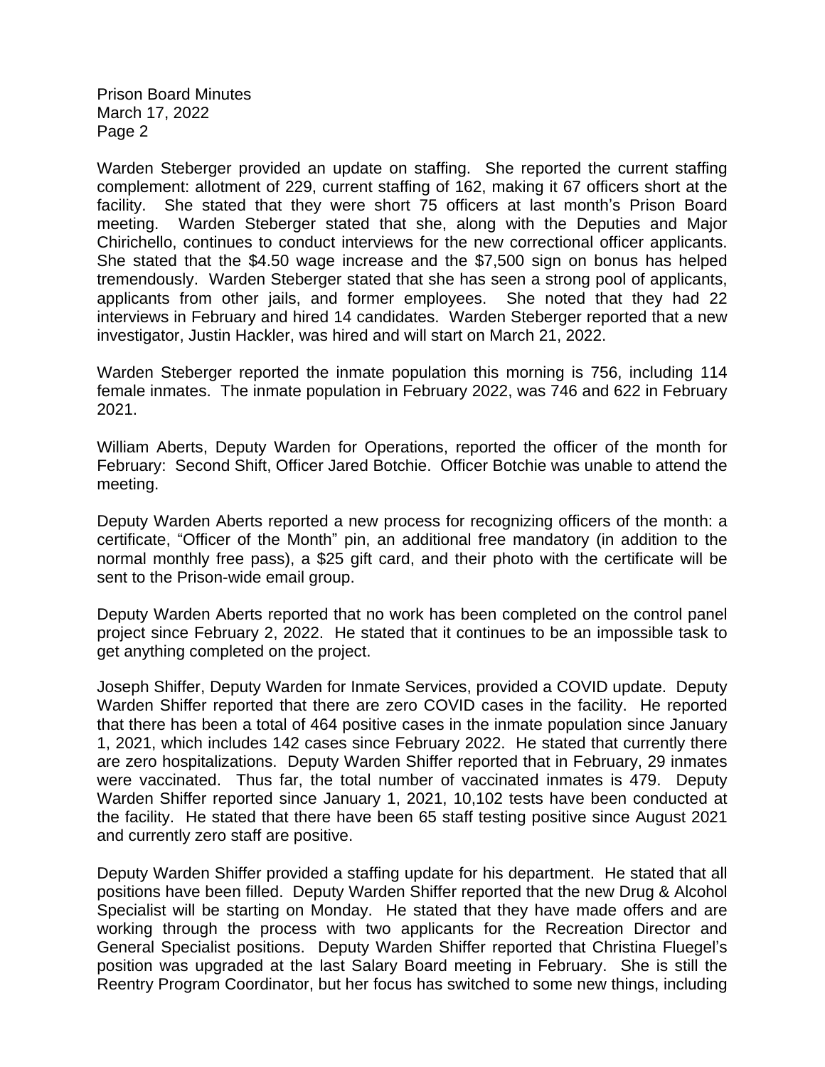Warden Steberger provided an update on staffing. She reported the current staffing complement: allotment of 229, current staffing of 162, making it 67 officers short at the facility. She stated that they were short 75 officers at last month's Prison Board meeting. Warden Steberger stated that she, along with the Deputies and Major Chirichello, continues to conduct interviews for the new correctional officer applicants. She stated that the $4.50 wage increase and the $7,500 sign on bonus has helped tremendously. Warden Steberger stated that she has seen a strong pool of applicants, applicants from other jails, and former employees. She noted that they had 22 interviews in February and hired 14 candidates. Warden Steberger reported that a new investigator, Justin Hackler, was hired and will start on March 21, 2022.

Warden Steberger reported the inmate population this morning is 756, including 114 female inmates. The inmate population in February 2022, was 746 and 622 in February 2021.

William Aberts, Deputy Warden for Operations, reported the officer of the month for February: Second Shift, Officer Jared Botchie. Officer Botchie was unable to attend the meeting.

Deputy Warden Aberts reported a new process for recognizing officers of the month: a certificate, "Officer of the Month" pin, an additional free mandatory (in addition to the normal monthly free pass), a $25 gift card, and their photo with the certificate will be sent to the Prison-wide email group.

Deputy Warden Aberts reported that no work has been completed on the control panel project since February 2, 2022. He stated that it continues to be an impossible task to get anything completed on the project.

Joseph Shiffer, Deputy Warden for Inmate Services, provided a COVID update. Deputy Warden Shiffer reported that there are zero COVID cases in the facility. He reported that there has been a total of 464 positive cases in the inmate population since January 1, 2021, which includes 142 cases since February 2022. He stated that currently there are zero hospitalizations. Deputy Warden Shiffer reported that in February, 29 inmates were vaccinated. Thus far, the total number of vaccinated inmates is 479. Deputy Warden Shiffer reported since January 1, 2021, 10,102 tests have been conducted at the facility. He stated that there have been 65 staff testing positive since August 2021 and currently zero staff are positive.

Deputy Warden Shiffer provided a staffing update for his department. He stated that all positions have been filled. Deputy Warden Shiffer reported that the new Drug & Alcohol Specialist will be starting on Monday. He stated that they have made offers and are working through the process with two applicants for the Recreation Director and General Specialist positions. Deputy Warden Shiffer reported that Christina Fluegel's position was upgraded at the last Salary Board meeting in February. She is still the Reentry Program Coordinator, but her focus has switched to some new things, including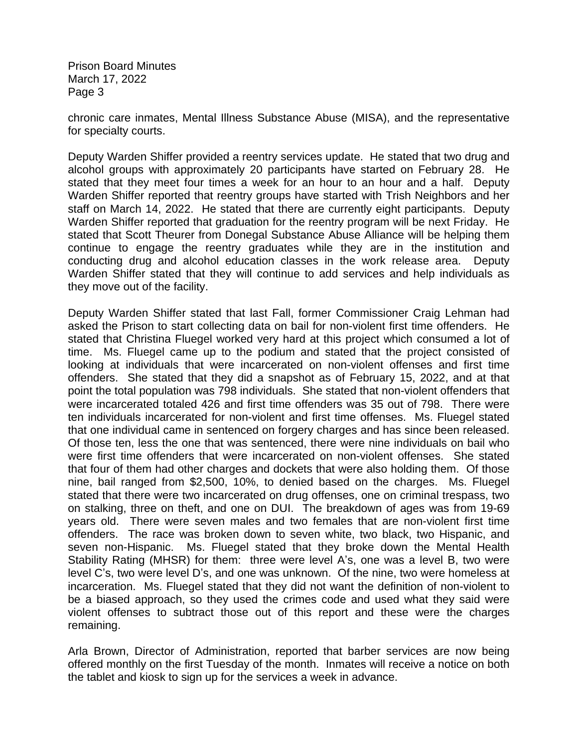chronic care inmates, Mental Illness Substance Abuse (MISA), and the representative for specialty courts.

Deputy Warden Shiffer provided a reentry services update. He stated that two drug and alcohol groups with approximately 20 participants have started on February 28. He stated that they meet four times a week for an hour to an hour and a half. Deputy Warden Shiffer reported that reentry groups have started with Trish Neighbors and her staff on March 14, 2022. He stated that there are currently eight participants. Deputy Warden Shiffer reported that graduation for the reentry program will be next Friday. He stated that Scott Theurer from Donegal Substance Abuse Alliance will be helping them continue to engage the reentry graduates while they are in the institution and conducting drug and alcohol education classes in the work release area. Deputy Warden Shiffer stated that they will continue to add services and help individuals as they move out of the facility.

Deputy Warden Shiffer stated that last Fall, former Commissioner Craig Lehman had asked the Prison to start collecting data on bail for non-violent first time offenders. He stated that Christina Fluegel worked very hard at this project which consumed a lot of time. Ms. Fluegel came up to the podium and stated that the project consisted of looking at individuals that were incarcerated on non-violent offenses and first time offenders. She stated that they did a snapshot as of February 15, 2022, and at that point the total population was 798 individuals. She stated that non-violent offenders that were incarcerated totaled 426 and first time offenders was 35 out of 798. There were ten individuals incarcerated for non-violent and first time offenses. Ms. Fluegel stated that one individual came in sentenced on forgery charges and has since been released. Of those ten, less the one that was sentenced, there were nine individuals on bail who were first time offenders that were incarcerated on non-violent offenses. She stated that four of them had other charges and dockets that were also holding them. Of those nine, bail ranged from $2,500, 10%, to denied based on the charges. Ms. Fluegel stated that there were two incarcerated on drug offenses, one on criminal trespass, two on stalking, three on theft, and one on DUI. The breakdown of ages was from 19-69 years old. There were seven males and two females that are non-violent first time offenders. The race was broken down to seven white, two black, two Hispanic, and seven non-Hispanic. Ms. Fluegel stated that they broke down the Mental Health Stability Rating (MHSR) for them: three were level A's, one was a level B, two were level C's, two were level D's, and one was unknown. Of the nine, two were homeless at incarceration. Ms. Fluegel stated that they did not want the definition of non-violent to be a biased approach, so they used the crimes code and used what they said were violent offenses to subtract those out of this report and these were the charges remaining.

Arla Brown, Director of Administration, reported that barber services are now being offered monthly on the first Tuesday of the month. Inmates will receive a notice on both the tablet and kiosk to sign up for the services a week in advance.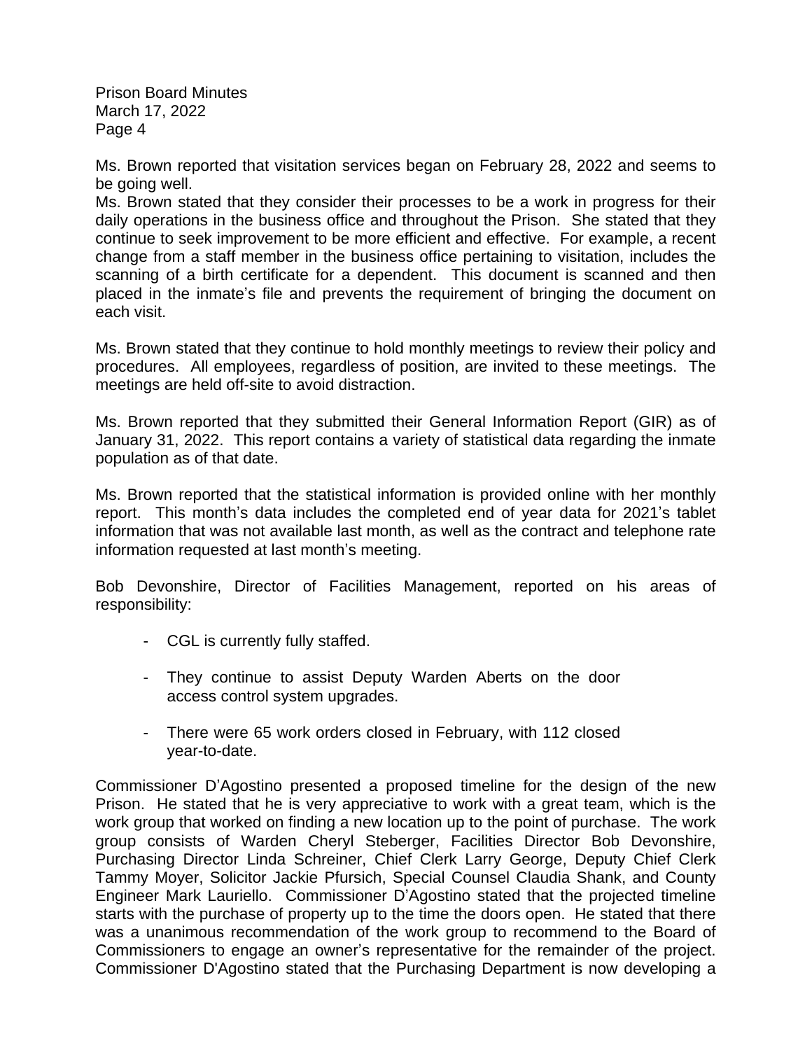Ms. Brown reported that visitation services began on February 28, 2022 and seems to be going well.
Ms. Brown stated that they consider their processes to be a work in progress for their daily operations in the business office and throughout the Prison. She stated that they continue to seek improvement to be more efficient and effective. For example, a recent change from a staff member in the business office pertaining to visitation, includes the scanning of a birth certificate for a dependent. This document is scanned and then placed in the inmate's file and prevents the requirement of bringing the document on each visit.

Ms. Brown stated that they continue to hold monthly meetings to review their policy and procedures. All employees, regardless of position, are invited to these meetings. The meetings are held off-site to avoid distraction.

Ms. Brown reported that they submitted their General Information Report (GIR) as of January 31, 2022. This report contains a variety of statistical data regarding the inmate population as of that date.

Ms. Brown reported that the statistical information is provided online with her monthly report. This month's data includes the completed end of year data for 2021's tablet information that was not available last month, as well as the contract and telephone rate information requested at last month's meeting.

Bob Devonshire, Director of Facilities Management, reported on his areas of responsibility:

- CGL is currently fully staffed.

- They continue to assist Deputy Warden Aberts on the door access control system upgrades.

- There were 65 work orders closed in February, with 112 closed year-to-date.

Commissioner D'Agostino presented a proposed timeline for the design of the new Prison. He stated that he is very appreciative to work with a great team, which is the work group that worked on finding a new location up to the point of purchase. The work group consists of Warden Cheryl Steberger, Facilities Director Bob Devonshire, Purchasing Director Linda Schreiner, Chief Clerk Larry George, Deputy Chief Clerk Tammy Moyer, Solicitor Jackie Pfursich, Special Counsel Claudia Shank, and County Engineer Mark Lauriello. Commissioner D'Agostino stated that the projected timeline starts with the purchase of property up to the time the doors open. He stated that there was a unanimous recommendation of the work group to recommend to the Board of Commissioners to engage an owner's representative for the remainder of the project. Commissioner D'Agostino stated that the Purchasing Department is now developing a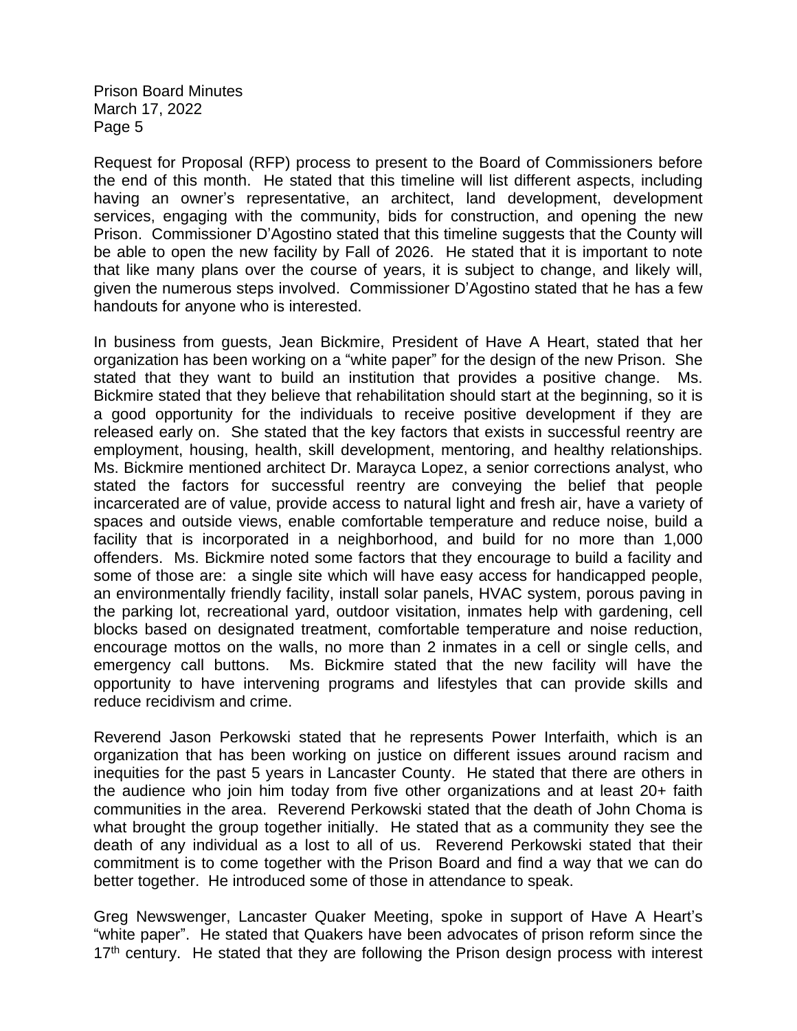Request for Proposal (RFP) process to present to the Board of Commissioners before the end of this month. He stated that this timeline will list different aspects, including having an owner's representative, an architect, land development, development services, engaging with the community, bids for construction, and opening the new Prison. Commissioner D'Agostino stated that this timeline suggests that the County will be able to open the new facility by Fall of 2026. He stated that it is important to note that like many plans over the course of years, it is subject to change, and likely will, given the numerous steps involved. Commissioner D'Agostino stated that he has a few handouts for anyone who is interested.

In business from guests, Jean Bickmire, President of Have A Heart, stated that her organization has been working on a "white paper" for the design of the new Prison. She stated that they want to build an institution that provides a positive change. Ms. Bickmire stated that they believe that rehabilitation should start at the beginning, so it is a good opportunity for the individuals to receive positive development if they are released early on. She stated that the key factors that exists in successful reentry are employment, housing, health, skill development, mentoring, and healthy relationships. Ms. Bickmire mentioned architect Dr. Marayca Lopez, a senior corrections analyst, who stated the factors for successful reentry are conveying the belief that people incarcerated are of value, provide access to natural light and fresh air, have a variety of spaces and outside views, enable comfortable temperature and reduce noise, build a facility that is incorporated in a neighborhood, and build for no more than 1,000 offenders. Ms. Bickmire noted some factors that they encourage to build a facility and some of those are: a single site which will have easy access for handicapped people, an environmentally friendly facility, install solar panels, HVAC system, porous paving in the parking lot, recreational yard, outdoor visitation, inmates help with gardening, cell blocks based on designated treatment, comfortable temperature and noise reduction, encourage mottos on the walls, no more than 2 inmates in a cell or single cells, and emergency call buttons. Ms. Bickmire stated that the new facility will have the opportunity to have intervening programs and lifestyles that can provide skills and reduce recidivism and crime.

Reverend Jason Perkowski stated that he represents Power Interfaith, which is an organization that has been working on justice on different issues around racism and inequities for the past 5 years in Lancaster County. He stated that there are others in the audience who join him today from five other organizations and at least 20+ faith communities in the area. Reverend Perkowski stated that the death of John Choma is what brought the group together initially. He stated that as a community they see the death of any individual as a lost to all of us. Reverend Perkowski stated that their commitment is to come together with the Prison Board and find a way that we can do better together. He introduced some of those in attendance to speak.

Greg Newswenger, Lancaster Quaker Meeting, spoke in support of Have A Heart's "white paper". He stated that Quakers have been advocates of prison reform since the 17th century. He stated that they are following the Prison design process with interest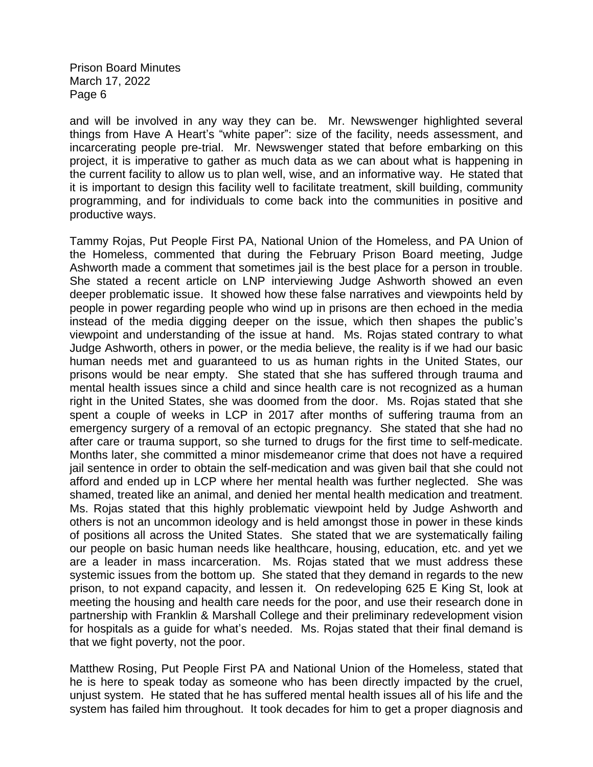and will be involved in any way they can be. Mr. Newswenger highlighted several things from Have A Heart's "white paper": size of the facility, needs assessment, and incarcerating people pre-trial. Mr. Newswenger stated that before embarking on this project, it is imperative to gather as much data as we can about what is happening in the current facility to allow us to plan well, wise, and an informative way. He stated that it is important to design this facility well to facilitate treatment, skill building, community programming, and for individuals to come back into the communities in positive and productive ways.

Tammy Rojas, Put People First PA, National Union of the Homeless, and PA Union of the Homeless, commented that during the February Prison Board meeting, Judge Ashworth made a comment that sometimes jail is the best place for a person in trouble. She stated a recent article on LNP interviewing Judge Ashworth showed an even deeper problematic issue. It showed how these false narratives and viewpoints held by people in power regarding people who wind up in prisons are then echoed in the media instead of the media digging deeper on the issue, which then shapes the public's viewpoint and understanding of the issue at hand. Ms. Rojas stated contrary to what Judge Ashworth, others in power, or the media believe, the reality is if we had our basic human needs met and guaranteed to us as human rights in the United States, our prisons would be near empty. She stated that she has suffered through trauma and mental health issues since a child and since health care is not recognized as a human right in the United States, she was doomed from the door. Ms. Rojas stated that she spent a couple of weeks in LCP in 2017 after months of suffering trauma from an emergency surgery of a removal of an ectopic pregnancy. She stated that she had no after care or trauma support, so she turned to drugs for the first time to self-medicate. Months later, she committed a minor misdemeanor crime that does not have a required jail sentence in order to obtain the self-medication and was given bail that she could not afford and ended up in LCP where her mental health was further neglected. She was shamed, treated like an animal, and denied her mental health medication and treatment. Ms. Rojas stated that this highly problematic viewpoint held by Judge Ashworth and others is not an uncommon ideology and is held amongst those in power in these kinds of positions all across the United States. She stated that we are systematically failing our people on basic human needs like healthcare, housing, education, etc. and yet we are a leader in mass incarceration. Ms. Rojas stated that we must address these systemic issues from the bottom up. She stated that they demand in regards to the new prison, to not expand capacity, and lessen it. On redeveloping 625 E King St, look at meeting the housing and health care needs for the poor, and use their research done in partnership with Franklin & Marshall College and their preliminary redevelopment vision for hospitals as a guide for what's needed. Ms. Rojas stated that their final demand is that we fight poverty, not the poor.

Matthew Rosing, Put People First PA and National Union of the Homeless, stated that he is here to speak today as someone who has been directly impacted by the cruel, unjust system. He stated that he has suffered mental health issues all of his life and the system has failed him throughout. It took decades for him to get a proper diagnosis and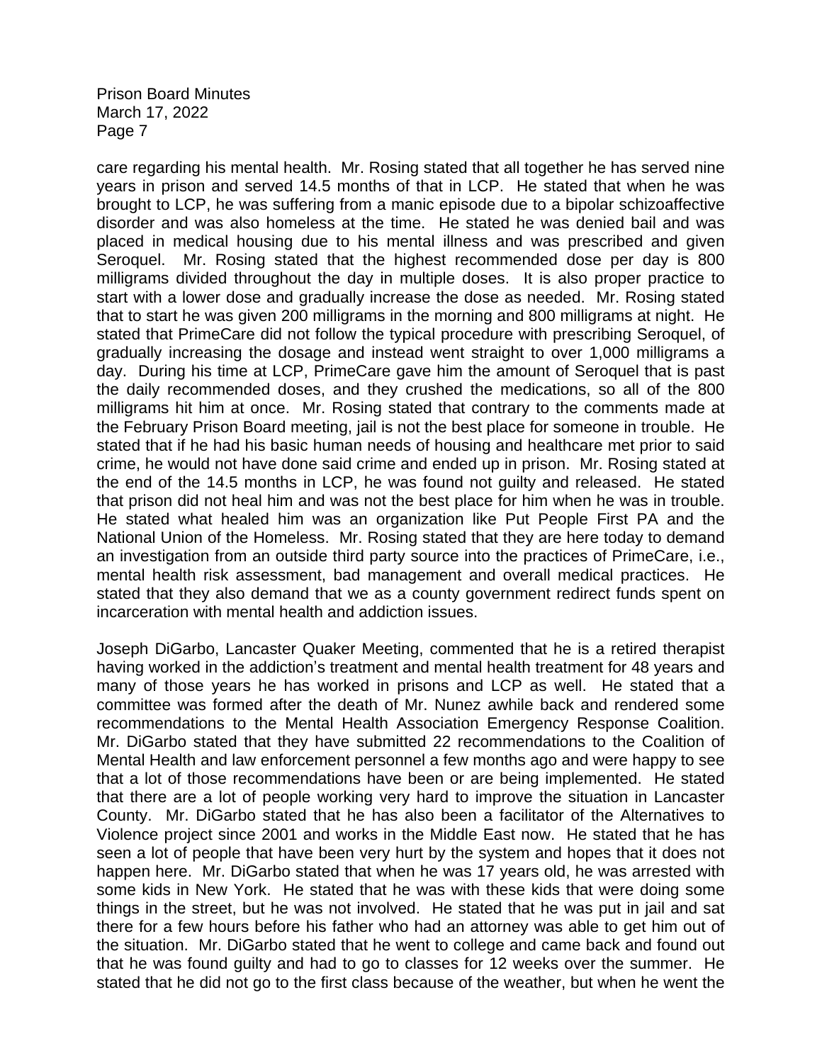care regarding his mental health. Mr. Rosing stated that all together he has served nine years in prison and served 14.5 months of that in LCP. He stated that when he was brought to LCP, he was suffering from a manic episode due to a bipolar schizoaffective disorder and was also homeless at the time. He stated he was denied bail and was placed in medical housing due to his mental illness and was prescribed and given Seroquel. Mr. Rosing stated that the highest recommended dose per day is 800 milligrams divided throughout the day in multiple doses. It is also proper practice to start with a lower dose and gradually increase the dose as needed. Mr. Rosing stated that to start he was given 200 milligrams in the morning and 800 milligrams at night. He stated that PrimeCare did not follow the typical procedure with prescribing Seroquel, of gradually increasing the dosage and instead went straight to over 1,000 milligrams a day. During his time at LCP, PrimeCare gave him the amount of Seroquel that is past the daily recommended doses, and they crushed the medications, so all of the 800 milligrams hit him at once. Mr. Rosing stated that contrary to the comments made at the February Prison Board meeting, jail is not the best place for someone in trouble. He stated that if he had his basic human needs of housing and healthcare met prior to said crime, he would not have done said crime and ended up in prison. Mr. Rosing stated at the end of the 14.5 months in LCP, he was found not guilty and released. He stated that prison did not heal him and was not the best place for him when he was in trouble. He stated what healed him was an organization like Put People First PA and the National Union of the Homeless. Mr. Rosing stated that they are here today to demand an investigation from an outside third party source into the practices of PrimeCare, i.e., mental health risk assessment, bad management and overall medical practices. He stated that they also demand that we as a county government redirect funds spent on incarceration with mental health and addiction issues.

Joseph DiGarbo, Lancaster Quaker Meeting, commented that he is a retired therapist having worked in the addiction's treatment and mental health treatment for 48 years and many of those years he has worked in prisons and LCP as well. He stated that a committee was formed after the death of Mr. Nunez awhile back and rendered some recommendations to the Mental Health Association Emergency Response Coalition. Mr. DiGarbo stated that they have submitted 22 recommendations to the Coalition of Mental Health and law enforcement personnel a few months ago and were happy to see that a lot of those recommendations have been or are being implemented. He stated that there are a lot of people working very hard to improve the situation in Lancaster County. Mr. DiGarbo stated that he has also been a facilitator of the Alternatives to Violence project since 2001 and works in the Middle East now. He stated that he has seen a lot of people that have been very hurt by the system and hopes that it does not happen here. Mr. DiGarbo stated that when he was 17 years old, he was arrested with some kids in New York. He stated that he was with these kids that were doing some things in the street, but he was not involved. He stated that he was put in jail and sat there for a few hours before his father who had an attorney was able to get him out of the situation. Mr. DiGarbo stated that he went to college and came back and found out that he was found guilty and had to go to classes for 12 weeks over the summer. He stated that he did not go to the first class because of the weather, but when he went the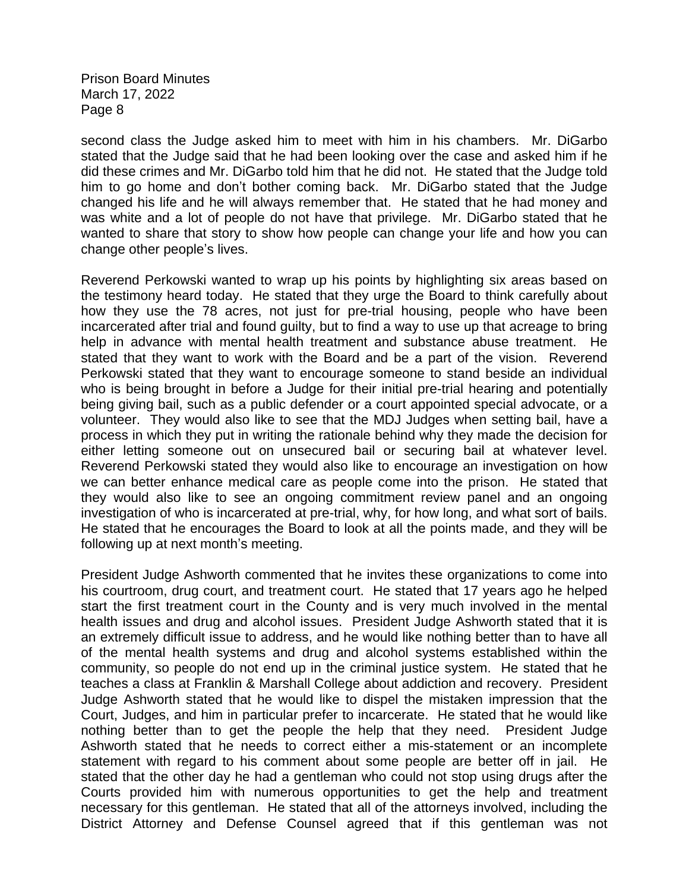second class the Judge asked him to meet with him in his chambers. Mr. DiGarbo stated that the Judge said that he had been looking over the case and asked him if he did these crimes and Mr. DiGarbo told him that he did not. He stated that the Judge told him to go home and don't bother coming back. Mr. DiGarbo stated that the Judge changed his life and he will always remember that. He stated that he had money and was white and a lot of people do not have that privilege. Mr. DiGarbo stated that he wanted to share that story to show how people can change your life and how you can change other people's lives.

Reverend Perkowski wanted to wrap up his points by highlighting six areas based on the testimony heard today. He stated that they urge the Board to think carefully about how they use the 78 acres, not just for pre-trial housing, people who have been incarcerated after trial and found guilty, but to find a way to use up that acreage to bring help in advance with mental health treatment and substance abuse treatment. He stated that they want to work with the Board and be a part of the vision. Reverend Perkowski stated that they want to encourage someone to stand beside an individual who is being brought in before a Judge for their initial pre-trial hearing and potentially being giving bail, such as a public defender or a court appointed special advocate, or a volunteer. They would also like to see that the MDJ Judges when setting bail, have a process in which they put in writing the rationale behind why they made the decision for either letting someone out on unsecured bail or securing bail at whatever level. Reverend Perkowski stated they would also like to encourage an investigation on how we can better enhance medical care as people come into the prison. He stated that they would also like to see an ongoing commitment review panel and an ongoing investigation of who is incarcerated at pre-trial, why, for how long, and what sort of bails. He stated that he encourages the Board to look at all the points made, and they will be following up at next month's meeting.

President Judge Ashworth commented that he invites these organizations to come into his courtroom, drug court, and treatment court. He stated that 17 years ago he helped start the first treatment court in the County and is very much involved in the mental health issues and drug and alcohol issues. President Judge Ashworth stated that it is an extremely difficult issue to address, and he would like nothing better than to have all of the mental health systems and drug and alcohol systems established within the community, so people do not end up in the criminal justice system. He stated that he teaches a class at Franklin & Marshall College about addiction and recovery. President Judge Ashworth stated that he would like to dispel the mistaken impression that the Court, Judges, and him in particular prefer to incarcerate. He stated that he would like nothing better than to get the people the help that they need. President Judge Ashworth stated that he needs to correct either a mis-statement or an incomplete statement with regard to his comment about some people are better off in jail. He stated that the other day he had a gentleman who could not stop using drugs after the Courts provided him with numerous opportunities to get the help and treatment necessary for this gentleman. He stated that all of the attorneys involved, including the District Attorney and Defense Counsel agreed that if this gentleman was not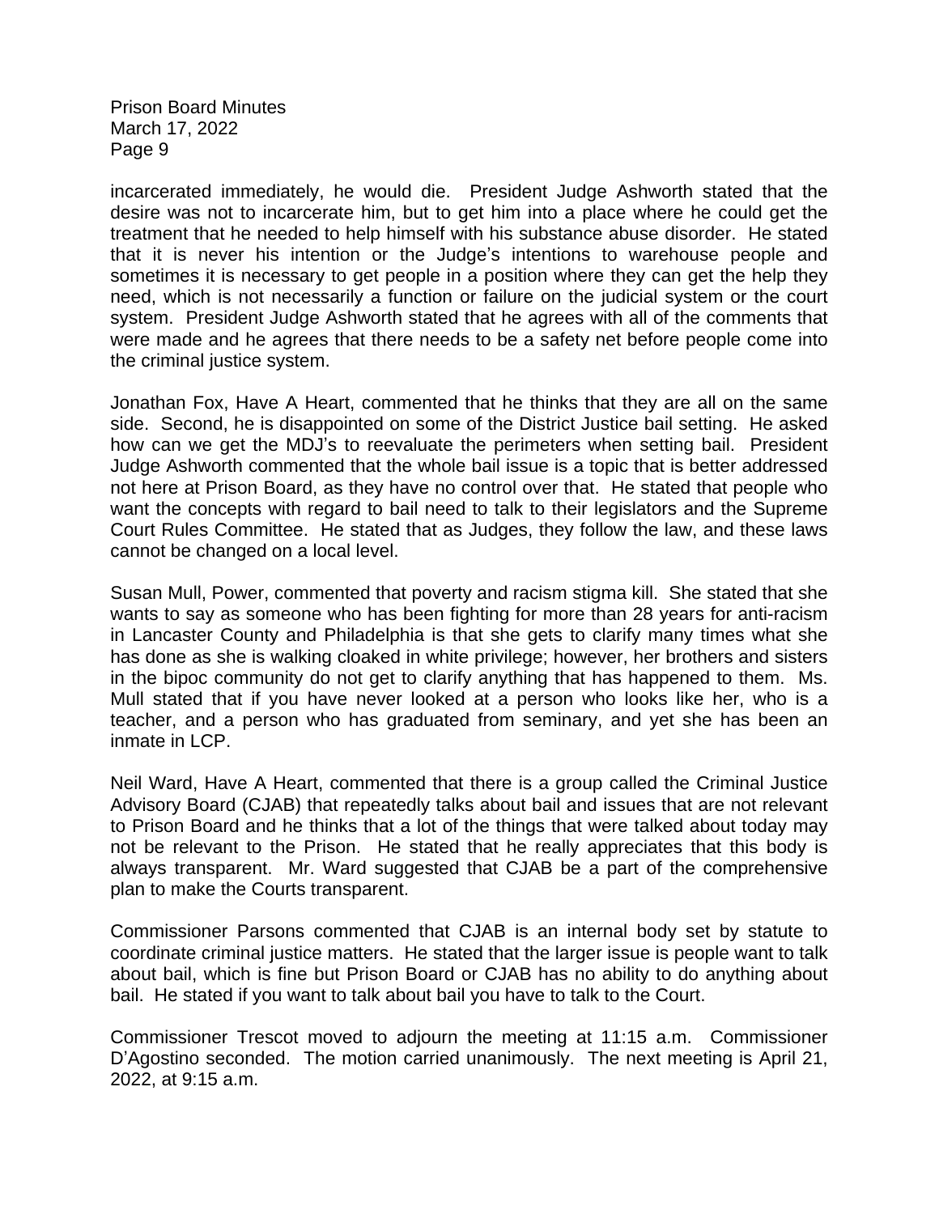incarcerated immediately, he would die. President Judge Ashworth stated that the desire was not to incarcerate him, but to get him into a place where he could get the treatment that he needed to help himself with his substance abuse disorder. He stated that it is never his intention or the Judge's intentions to warehouse people and sometimes it is necessary to get people in a position where they can get the help they need, which is not necessarily a function or failure on the judicial system or the court system. President Judge Ashworth stated that he agrees with all of the comments that were made and he agrees that there needs to be a safety net before people come into the criminal justice system.

Jonathan Fox, Have A Heart, commented that he thinks that they are all on the same side. Second, he is disappointed on some of the District Justice bail setting. He asked how can we get the MDJ's to reevaluate the perimeters when setting bail. President Judge Ashworth commented that the whole bail issue is a topic that is better addressed not here at Prison Board, as they have no control over that. He stated that people who want the concepts with regard to bail need to talk to their legislators and the Supreme Court Rules Committee. He stated that as Judges, they follow the law, and these laws cannot be changed on a local level.

Susan Mull, Power, commented that poverty and racism stigma kill. She stated that she wants to say as someone who has been fighting for more than 28 years for anti-racism in Lancaster County and Philadelphia is that she gets to clarify many times what she has done as she is walking cloaked in white privilege; however, her brothers and sisters in the bipoc community do not get to clarify anything that has happened to them. Ms. Mull stated that if you have never looked at a person who looks like her, who is a teacher, and a person who has graduated from seminary, and yet she has been an inmate in LCP.

Neil Ward, Have A Heart, commented that there is a group called the Criminal Justice Advisory Board (CJAB) that repeatedly talks about bail and issues that are not relevant to Prison Board and he thinks that a lot of the things that were talked about today may not be relevant to the Prison. He stated that he really appreciates that this body is always transparent. Mr. Ward suggested that CJAB be a part of the comprehensive plan to make the Courts transparent.

Commissioner Parsons commented that CJAB is an internal body set by statute to coordinate criminal justice matters. He stated that the larger issue is people want to talk about bail, which is fine but Prison Board or CJAB has no ability to do anything about bail. He stated if you want to talk about bail you have to talk to the Court.

Commissioner Trescot moved to adjourn the meeting at 11:15 a.m. Commissioner D'Agostino seconded. The motion carried unanimously. The next meeting is April 21, 2022, at 9:15 a.m.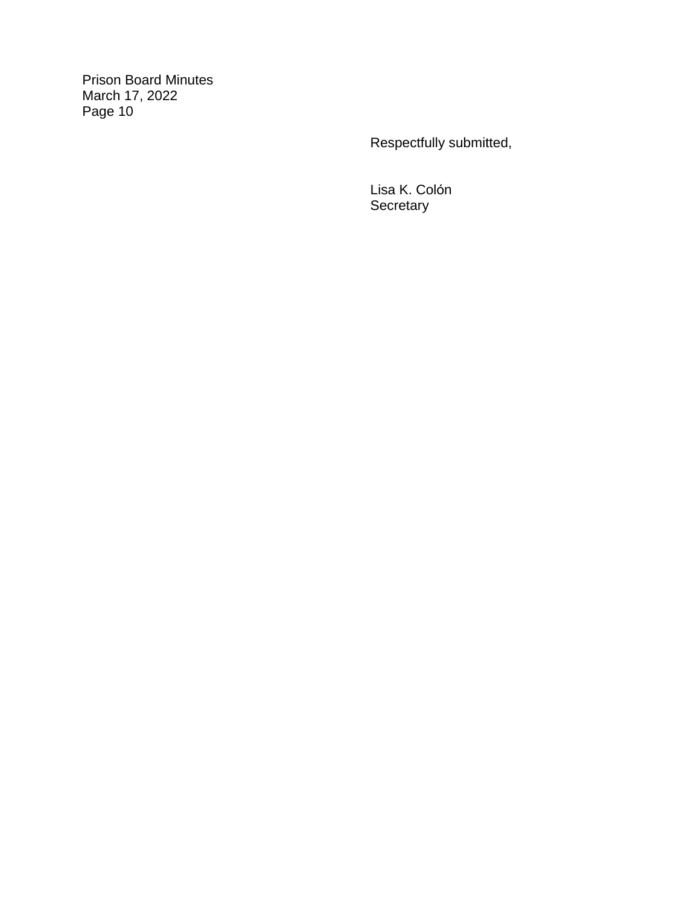Respectfully submitted,

Lisa K. Colón
Secretary